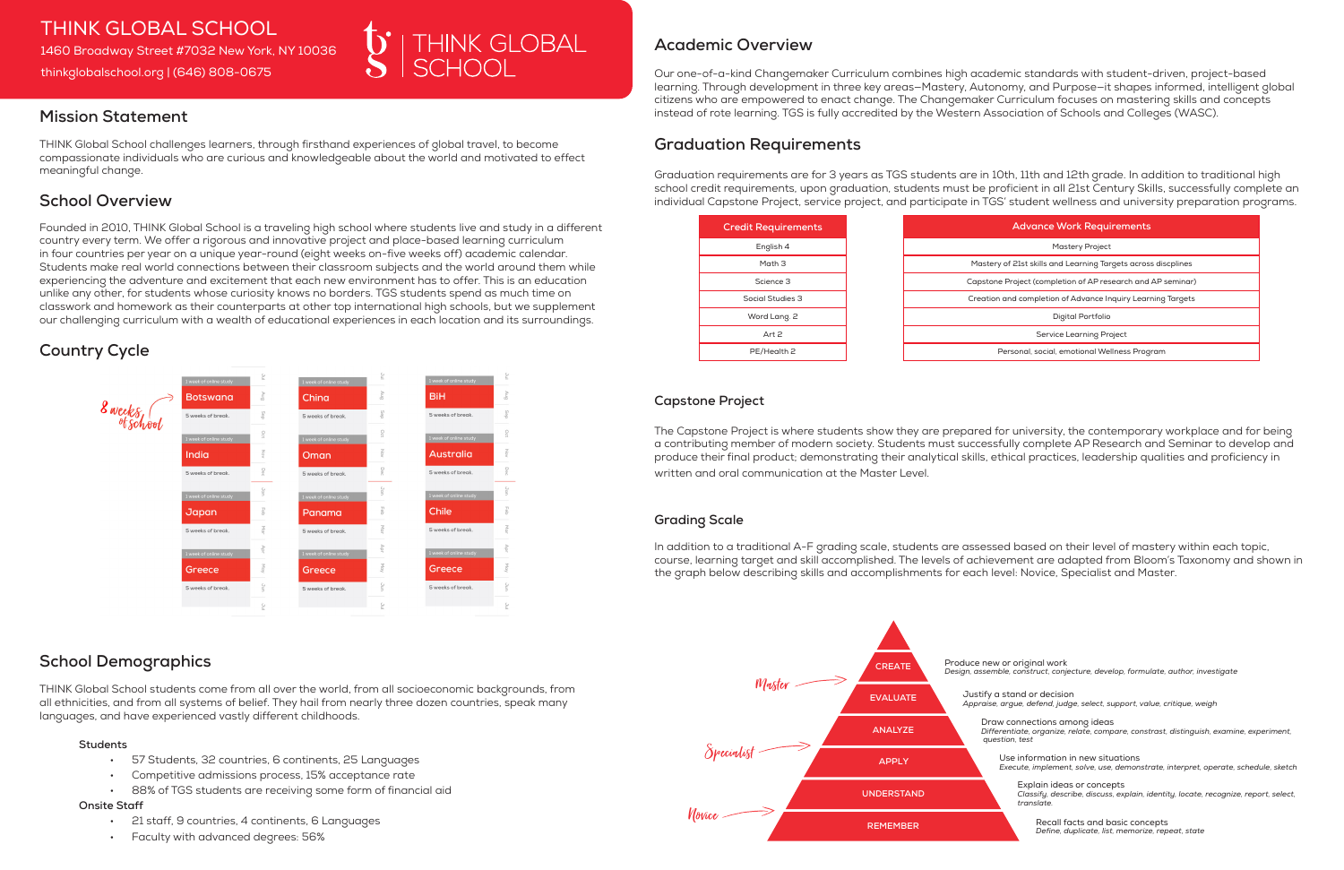# THINK GLOBAL SCHOOL

1460 Broadway Street #7032 New York, NY 10036

thinkglobalschool.org | (646) 808-0675

## Mission Statement

THINK Global School challenges learners, through firsthand experiences of global travel, to become compassionate individuals who are curious and knowledgeable about the world and motivated to effect meaningful change.

## School Overview

Founded in 2010, THINK Global School is a traveling high school where students live and study in a different country every term. We offer a rigorous and innovative project and place-based learning curriculum in four countries per year on a unique year-round (eight weeks on-five weeks off) academic calendar. Students make real world connections between their classroom subjects and the world around them while experiencing the adventure and excitement that each new environment has to offer. This is an education unlike any other, for students whose curiosity knows no borders. TGS students spend as much time on classwork and homework as their counterparts at other top international high schools, but we supplement our challenging curriculum with a wealth of educational experiences in each location and its surroundings.

## Country Cycle

8 weeks of school

| Year 1 | Year 2 | Year 3 |
|---|---|---|
| 1 week of online study | 1 week of online study | 1 week of online study |
| Botswana | China | BiH |
| 5 weeks of break | 5 weeks of break | 5 weeks of break |
| 1 week of online study | 1 week of online study | 1 week of online study |
| India | Oman | Australia |
| 5 weeks of break | 5 weeks of break | 5 weeks of break |
| 1 week of online study | 1 week of online study | 1 week of online study |
| Japan | Panama | Chile |
| 5 weeks of break | 5 weeks of break | 5 weeks of break |
| 1 week of online study | 1 week of online study | 1 week of online study |
| Greece | Greece | Greece |
| 5 weeks of break | 5 weeks of break | 5 weeks of break |

## School Demographics

THINK Global School students come from all over the world, from all socioeconomic backgrounds, from all ethnicities, and from all systems of belief. They hail from nearly three dozen countries, speak many languages, and have experienced vastly different childhoods.

**Students**

- 57 Students, 32 countries, 6 continents, 25 Languages
- Competitive admissions process, 15% acceptance rate
- 88% of TGS students are receiving some form of financial aid

**Onsite Staff**

- 21 staff, 9 countries, 4 continents, 6 Languages
- Faculty with advanced degrees: 56%

## Academic Overview

Our one-of-a-kind Changemaker Curriculum combines high academic standards with student-driven, project-based learning. Through development in three key areas—Mastery, Autonomy, and Purpose—it shapes informed, intelligent global citizens who are empowered to enact change. The Changemaker Curriculum focuses on mastering skills and concepts instead of rote learning. TGS is fully accredited by the Western Association of Schools and Colleges (WASC).

## Graduation Requirements

Graduation requirements are for 3 years as TGS students are in 10th, 11th and 12th grade. In addition to traditional high school credit requirements, upon graduation, students must be proficient in all 21st Century Skills, successfully complete an individual Capstone Project, service project, and participate in TGS' student wellness and university preparation programs.

| Credit Requirements |
|---|
| English 4 |
| Math 3 |
| Science 3 |
| Social Studies 3 |
| Word Lang. 2 |
| Art 2 |
| PE/Health 2 |

| Advance Work Requirements |
|---|
| Mastery Project |
| Mastery of 21st skills and Learning Targets across discplines |
| Capstone Project (completion of AP research and AP seminar) |
| Creation and completion of Advance Inquiry Learning Targets |
| Digital Portfolio |
| Service Learning Project |
| Personal, social, emotional Wellness Program |

### Capstone Project

The Capstone Project is where students show they are prepared for university, the contemporary workplace and for being a contributing member of modern society. Students must successfully complete AP Research and Seminar to develop and produce their final product; demonstrating their analytical skills, ethical practices, leadership qualities and proficiency in written and oral communication at the Master Level.

### Grading Scale

In addition to a traditional A-F grading scale, students are assessed based on their level of mastery within each topic, course, learning target and skill accomplished. The levels of achievement are adapted from Bloom's Taxonomy and shown in the graph below describing skills and accomplishments for each level: Novice, Specialist and Master.

| Level | Stage | Description |
|---|---|---|
| Master | CREATE | Produce new or original work<br>*Design, assemble, construct, conjecture, develop, formulate, author, investigate* |
| | EVALUATE | Justify a stand or decision<br>*Appraise, argue, defend, judge, select, support, value, critique, weigh* |
| Specialist | ANALYZE | Draw connections among ideas<br>*Differentiate, organize, relate, compare, constrast, distinguish, examine, experiment, question, test* |
| | APPLY | Use information in new situations<br>*Execute, implement, solve, use, demonstrate, interpret, operate, schedule, sketch* |
| Novice | UNDERSTAND | Explain ideas or concepts<br>*Classify, describe, discuss, explain, identity, locate, recognize, report, select, translate.* |
| | REMEMBER | Recall facts and basic concepts<br>*Define, duplicate, list, memorize, repeat, state* |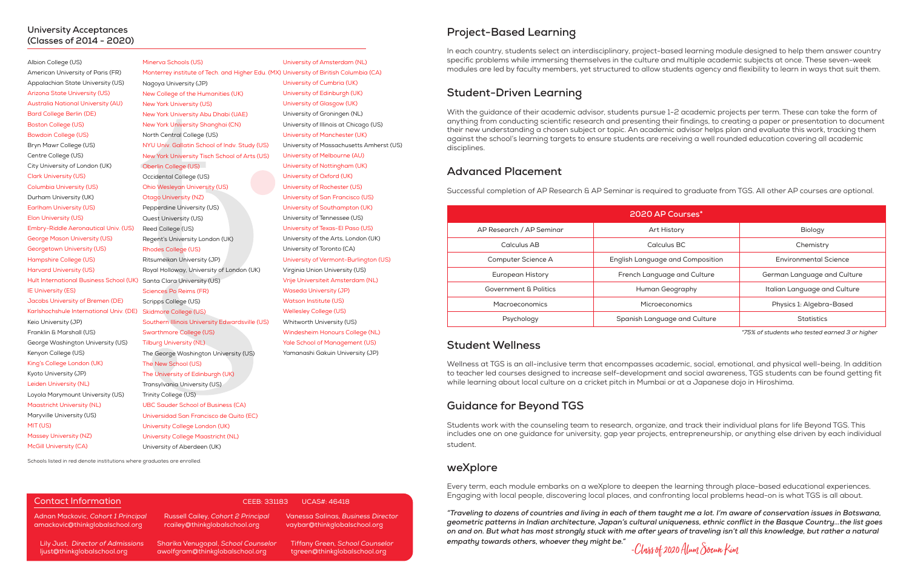## University Acceptances (Classes of 2014 - 2020)

Albion College (US)
American University of Paris (FR)
Appalachian State University (US)
Arizona State University (US)
Australia National University (AU)
Bard College Berlin (DE)
Boston College (US)
Bowdoin College (US)
Bryn Mawr College (US)
Centre College (US)
City University of London (UK)
Clark University (US)
Columbia University (US)
Durham University (UK)
Earlham University (US)
Elon University (US)
Embry-Riddle Aeronautical Univ. (US)
George Mason University (US)
Georgetown University (US)
Hampshire College (US)
Harvard University (US)
Hult International Business School (UK)
IE University (ES)
Jacobs University of Bremen (DE)
Karlshochschule International Univ. (DE)
Keio University (JP)
Franklin & Marshall (US)
George Washington University (US)
Kenyon College (US)
King's College London (UK)
Kyoto University (JP)
Leiden University (NL)
Loyola Marymount University (US)
Maastricht University (NL)
Maryville University (US)
MIT (US)
Massey University (NZ)
McGill University (CA)
Minerva Schools (US)
Monterrey institute of Tech. and Higher Edu. (MX)
Nagoya University (JP)
New College of the Humanities (UK)
New York University (US)
New York University Abu Dhabi (UAE)
New York University Shanghai (CN)
North Central College (US)
NYU Univ. Gallatin School of Indv. Study (US)
New York University Tisch School of Arts (US)
Oberlin College (US)
Occidental College (US)
Ohio Wesleyan University (US)
Otago University (NZ)
Pepperdine University (US)
Quest University (US)
Reed College (US)
Regent's University London (UK)
Rhodes College (US)
Ritsumeikan University (JP)
Royal Holloway, University of London (UK)
Santa Clara University (US)
Sciences Po Reims (FR)
Scripps College (US)
Skidmore College (US)
Southern Illinois University Edwardsville (US)
Swarthmore College (US)
Tilburg University (NL)
The George Washington University (US)
The New School (US)
The University of Edinburgh (UK)
Transylvania University (US)
Trinity College (US)
UBC Sauder School of Business (CA)
Universidad San Francisco de Quito (EC)
University College London (UK)
University College Maastricht (NL)
University of Aberdeen (UK)
University of Amsterdam (NL)
University of British Columbia (CA)
University of Cumbria (UK)
University of Edinburgh (UK)
University of Glasgow (UK)
University of Groningen (NL)
University of Illinois at Chicago (US)
University of Manchester (UK)
University of Massachusetts Amherst (US)
University of Melbourne (AU)
University of Nottingham (UK)
University of Oxford (UK)
University of Rochester (US)
University of San Francisco (US)
University of Southampton (UK)
University of Tennessee (US)
University of Texas-El Paso (US)
University of the Arts, London (UK)
University of Toronto (CA)
University of Vermont-Burlington (US)
Virginia Union University (US)
Vrije Universiteit Amsterdam (NL)
Waseda University (JP)
Watson Institute (US)
Wellesley College (US)
Whitworth University (US)
Windesheim Honours College (NL)
Yale School of Management (US)
Yamanashi Gakuin University (JP)

Schools listed in red denote institutions where graduates are enrolled.

## Contact Information

CEEB: 331183 UCAS#: 46418

Adnan Mackovic, *Cohort 1 Principal*
amackovic@thinkglobalschool.org

Russell Cailey, *Cohort 2 Principal*
rcailey@thinkglobalschool.org

Vanessa Salinas, *Business Director*
vaybar@thinkglobalschool.org

Lily Just, *Director of Admissions*
ljust@thinkglobalschool.org

Sharika Venugopal, *School Counselor*
awolfgram@thinkglobalschool.org

Tiffany Green, *School Counselor*
tgreen@thinkglobalschool.org

## Project-Based Learning

In each country, students select an interdisciplinary, project-based learning module designed to help them answer country specific problems while immersing themselves in the culture and multiple academic subjects at once. These seven-week modules are led by faculty members, yet structured to allow students agency and flexibility to learn in ways that suit them.

## Student-Driven Learning

With the guidance of their academic advisor, students pursue 1-2 academic projects per term. These can take the form of anything from conducting scientific research and presenting their findings, to creating a paper or presentation to document their new understanding a chosen subject or topic. An academic advisor helps plan and evaluate this work, tracking them against the school's learning targets to ensure students are receiving a well rounded education covering all academic disciplines.

## Advanced Placement

Successful completion of AP Research & AP Seminar is required to graduate from TGS. All other AP courses are optional.

| 2020 AP Courses* | | |
|---|---|---|
| AP Research / AP Seminar | Art History | Biology |
| Calculus AB | Calculus BC | Chemistry |
| Computer Science A | English Language and Composition | Environmental Science |
| European History | French Language and Culture | German Language and Culture |
| Government & Politics | Human Geography | Italian Language and Culture |
| Macroeconomics | Microeconomics | Physics 1: Algebra-Based |
| Psychology | Spanish Language and Culture | Statistics |

*75% of students who tested earned 3 or higher

## Student Wellness

Wellness at TGS is an all-inclusive term that encompasses academic, social, emotional, and physical well-being. In addition to teacher led courses designed to increase self-development and social awareness, TGS students can be found getting fit while learning about local culture on a cricket pitch in Mumbai or at a Japanese dojo in Hiroshima.

## Guidance for Beyond TGS

Students work with the counseling team to research, organize, and track their individual plans for life Beyond TGS. This includes one on one guidance for university, gap year projects, entrepreneurship, or anything else driven by each individual student.

## weXplore

Every term, each module embarks on a weXplore to deepen the learning through place-based educational experiences. Engaging with local people, discovering local places, and confronting local problems head-on is what TGS is all about.

***"Traveling to dozens of countries and living in each of them taught me a lot. I'm aware of conservation issues in Botswana, geometric patterns in Indian architecture, Japan's cultural uniqueness, ethnic conflict in the Basque Country...the list goes on and on. But what has most strongly stuck with me after years of traveling isn't all this knowledge, but rather a natural empathy towards others, whoever they might be."***

-Class of 2020 Alum Soeun Kim